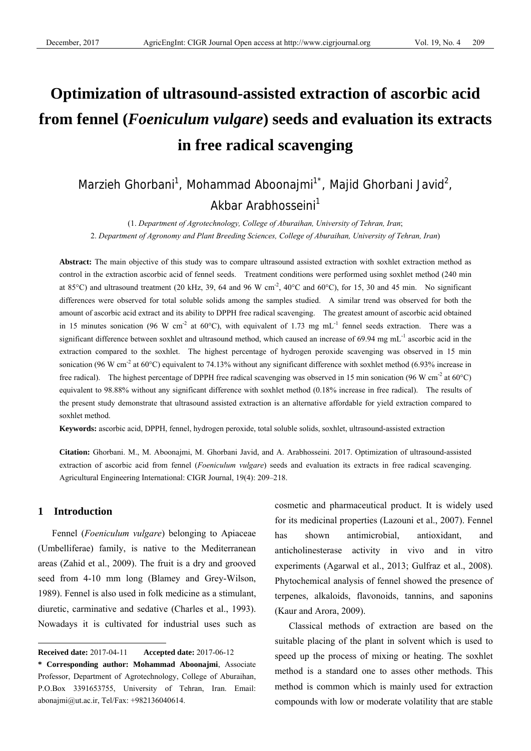# Optimization of ultrasound-assisted extraction of ascorbic acid from fennel (*Foeniculum vulgare*) seeds and evaluation its extracts in free radical scavenging

Marzieh Ghorbani[1], Mohammad Aboonajmi[1*], Majid Ghorbani Javid[2], Akbar Arabhosseini[1]

(1. *Department of Agrotechnology, College of Aburaihan, University of Tehran, Iran*;
2. *Department of Agronomy and Plant Breeding Sciences, College of Aburaihan, University of Tehran, Iran*)

**Abstract:** The main objective of this study was to compare ultrasound assisted extraction with soxhlet extraction method as control in the extraction ascorbic acid of fennel seeds. Treatment conditions were performed using soxhlet method (240 min at 85°C) and ultrasound treatment (20 kHz, 39, 64 and 96 W cm$^{-2}$, 40°C and 60°C), for 15, 30 and 45 min. No significant differences were observed for total soluble solids among the samples studied. A similar trend was observed for both the amount of ascorbic acid extract and its ability to DPPH free radical scavenging. The greatest amount of ascorbic acid obtained in 15 minutes sonication (96 W cm$^{-2}$ at 60°C), with equivalent of 1.73 mg mL$^{-1}$ fennel seeds extraction. There was a significant difference between soxhlet and ultrasound method, which caused an increase of 69.94 mg mL$^{-1}$ ascorbic acid in the extraction compared to the soxhlet. The highest percentage of hydrogen peroxide scavenging was observed in 15 min sonication (96 W cm$^{-2}$ at 60°C) equivalent to 74.13% without any significant difference with soxhlet method (6.93% increase in free radical). The highest percentage of DPPH free radical scavenging was observed in 15 min sonication (96 W cm$^{-2}$ at 60°C) equivalent to 98.88% without any significant difference with soxhlet method (0.18% increase in free radical). The results of the present study demonstrate that ultrasound assisted extraction is an alternative affordable for yield extraction compared to soxhlet method.

**Keywords:** ascorbic acid, DPPH, fennel, hydrogen peroxide, total soluble solids, soxhlet, ultrasound-assisted extraction

**Citation:** Ghorbani. M., M. Aboonajmi, M. Ghorbani Javid, and A. Arabhosseini. 2017. Optimization of ultrasound-assisted extraction of ascorbic acid from fennel (*Foeniculum vulgare*) seeds and evaluation its extracts in free radical scavenging. Agricultural Engineering International: CIGR Journal, 19(4): 209–218.

## 1 Introduction

Fennel (*Foeniculum vulgare*) belonging to Apiaceae (Umbelliferae) family, is native to the Mediterranean areas (Zahid et al., 2009). The fruit is a dry and grooved seed from 4-10 mm long (Blamey and Grey-Wilson, 1989). Fennel is also used in folk medicine as a stimulant, diuretic, carminative and sedative (Charles et al., 1993). Nowadays it is cultivated for industrial uses such as cosmetic and pharmaceutical product. It is widely used for its medicinal properties (Lazouni et al., 2007). Fennel has shown antimicrobial, antioxidant, and anticholinesterase activity in vivo and in vitro experiments (Agarwal et al., 2013; Gulfraz et al., 2008). Phytochemical analysis of fennel showed the presence of terpenes, alkaloids, flavonoids, tannins, and saponins (Kaur and Arora, 2009).

Classical methods of extraction are based on the suitable placing of the plant in solvent which is used to speed up the process of mixing or heating. The soxhlet method is a standard one to asses other methods. This method is common which is mainly used for extraction compounds with low or moderate volatility that are stable

**Received date:** 2017-04-11 **Accepted date:** 2017-06-12

**\* Corresponding author: Mohammad Aboonajmi**, Associate Professor, Department of Agrotechnology, College of Aburaihan, P.O.Box 3391653755, University of Tehran, Iran. Email: abonajmi@ut.ac.ir, Tel/Fax: +982136040614.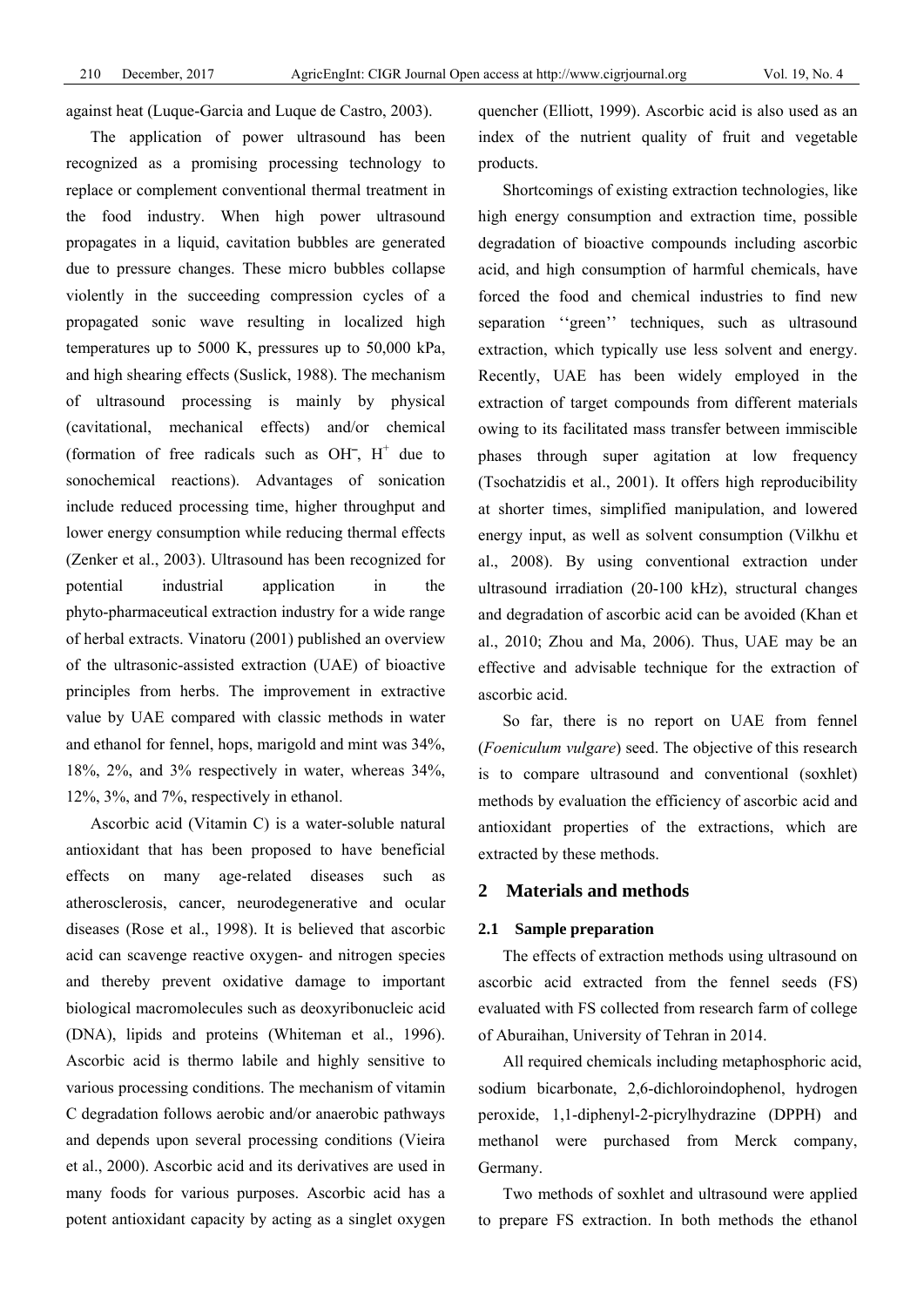against heat (Luque-Garcia and Luque de Castro, 2003).

The application of power ultrasound has been recognized as a promising processing technology to replace or complement conventional thermal treatment in the food industry. When high power ultrasound propagates in a liquid, cavitation bubbles are generated due to pressure changes. These micro bubbles collapse violently in the succeeding compression cycles of a propagated sonic wave resulting in localized high temperatures up to 5000 K, pressures up to 50,000 kPa, and high shearing effects (Suslick, 1988). The mechanism of ultrasound processing is mainly by physical (cavitational, mechanical effects) and/or chemical (formation of free radicals such as $OH^{-}$, $H^{+}$ due to sonochemical reactions). Advantages of sonication include reduced processing time, higher throughput and lower energy consumption while reducing thermal effects (Zenker et al., 2003). Ultrasound has been recognized for potential industrial application in the phyto-pharmaceutical extraction industry for a wide range of herbal extracts. Vinatoru (2001) published an overview of the ultrasonic-assisted extraction (UAE) of bioactive principles from herbs. The improvement in extractive value by UAE compared with classic methods in water and ethanol for fennel, hops, marigold and mint was 34%, 18%, 2%, and 3% respectively in water, whereas 34%, 12%, 3%, and 7%, respectively in ethanol.

Ascorbic acid (Vitamin C) is a water-soluble natural antioxidant that has been proposed to have beneficial effects on many age-related diseases such as atherosclerosis, cancer, neurodegenerative and ocular diseases (Rose et al., 1998). It is believed that ascorbic acid can scavenge reactive oxygen- and nitrogen species and thereby prevent oxidative damage to important biological macromolecules such as deoxyribonucleic acid (DNA), lipids and proteins (Whiteman et al., 1996). Ascorbic acid is thermo labile and highly sensitive to various processing conditions. The mechanism of vitamin C degradation follows aerobic and/or anaerobic pathways and depends upon several processing conditions (Vieira et al., 2000). Ascorbic acid and its derivatives are used in many foods for various purposes. Ascorbic acid has a potent antioxidant capacity by acting as a singlet oxygen quencher (Elliott, 1999). Ascorbic acid is also used as an index of the nutrient quality of fruit and vegetable products.

Shortcomings of existing extraction technologies, like high energy consumption and extraction time, possible degradation of bioactive compounds including ascorbic acid, and high consumption of harmful chemicals, have forced the food and chemical industries to find new separation ''green'' techniques, such as ultrasound extraction, which typically use less solvent and energy. Recently, UAE has been widely employed in the extraction of target compounds from different materials owing to its facilitated mass transfer between immiscible phases through super agitation at low frequency (Tsochatzidis et al., 2001). It offers high reproducibility at shorter times, simplified manipulation, and lowered energy input, as well as solvent consumption (Vilkhu et al., 2008). By using conventional extraction under ultrasound irradiation (20-100 kHz), structural changes and degradation of ascorbic acid can be avoided (Khan et al., 2010; Zhou and Ma, 2006). Thus, UAE may be an effective and advisable technique for the extraction of ascorbic acid.

So far, there is no report on UAE from fennel (*Foeniculum vulgare*) seed. The objective of this research is to compare ultrasound and conventional (soxhlet) methods by evaluation the efficiency of ascorbic acid and antioxidant properties of the extractions, which are extracted by these methods.

## 2 Materials and methods

### 2.1 Sample preparation

The effects of extraction methods using ultrasound on ascorbic acid extracted from the fennel seeds (FS) evaluated with FS collected from research farm of college of Aburaihan, University of Tehran in 2014.

All required chemicals including metaphosphoric acid, sodium bicarbonate, 2,6-dichloroindophenol, hydrogen peroxide, 1,1-diphenyl-2-picrylhydrazine (DPPH) and methanol were purchased from Merck company, Germany.

Two methods of soxhlet and ultrasound were applied to prepare FS extraction. In both methods the ethanol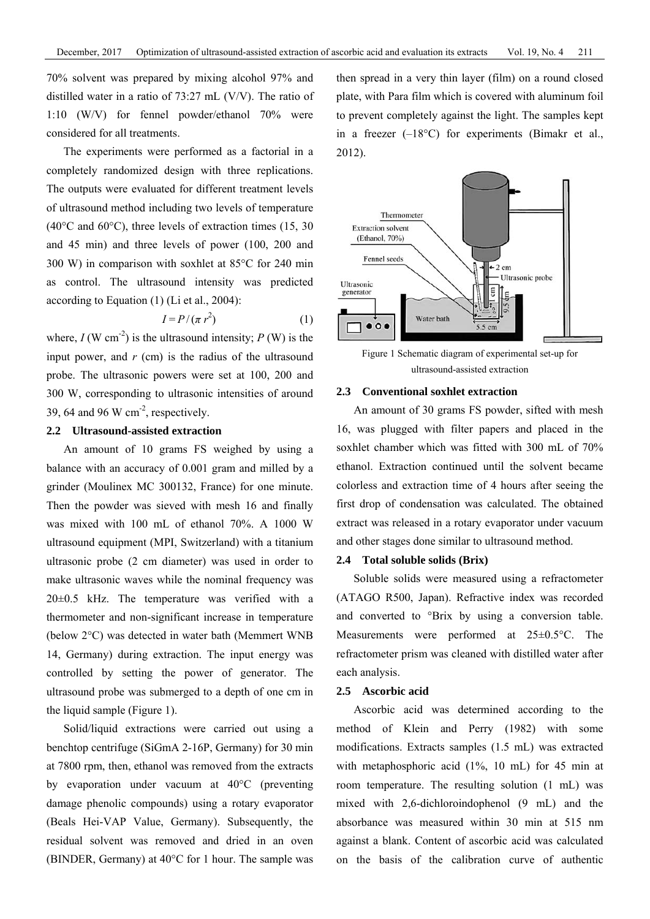70% solvent was prepared by mixing alcohol 97% and distilled water in a ratio of 73:27 mL (V/V). The ratio of 1:10 (W/V) for fennel powder/ethanol 70% were considered for all treatments.

The experiments were performed as a factorial in a completely randomized design with three replications. The outputs were evaluated for different treatment levels of ultrasound method including two levels of temperature (40°C and 60°C), three levels of extraction times (15, 30 and 45 min) and three levels of power (100, 200 and 300 W) in comparison with soxhlet at 85°C for 240 min as control. The ultrasound intensity was predicted according to Equation (1) (Li et al., 2004):

$$I = P / (\pi r^2) \tag{1}$$

where, $I$ (W cm$^{-2}$) is the ultrasound intensity; $P$ (W) is the input power, and $r$ (cm) is the radius of the ultrasound probe. The ultrasonic powers were set at 100, 200 and 300 W, corresponding to ultrasonic intensities of around 39, 64 and 96 W cm$^{-2}$, respectively.

### 2.2 Ultrasound-assisted extraction

An amount of 10 grams FS weighed by using a balance with an accuracy of 0.001 gram and milled by a grinder (Moulinex MC 300132, France) for one minute. Then the powder was sieved with mesh 16 and finally was mixed with 100 mL of ethanol 70%. A 1000 W ultrasound equipment (MPI, Switzerland) with a titanium ultrasonic probe (2 cm diameter) was used in order to make ultrasonic waves while the nominal frequency was 20±0.5 kHz. The temperature was verified with a thermometer and non-significant increase in temperature (below 2°C) was detected in water bath (Memmert WNB 14, Germany) during extraction. The input energy was controlled by setting the power of generator. The ultrasound probe was submerged to a depth of one cm in the liquid sample (Figure 1).

Solid/liquid extractions were carried out using a benchtop centrifuge (SiGmA 2-16P, Germany) for 30 min at 7800 rpm, then, ethanol was removed from the extracts by evaporation under vacuum at 40°C (preventing damage phenolic compounds) using a rotary evaporator (Beals Hei-VAP Value, Germany). Subsequently, the residual solvent was removed and dried in an oven (BINDER, Germany) at 40°C for 1 hour. The sample was then spread in a very thin layer (film) on a round closed plate, with Para film which is covered with aluminum foil to prevent completely against the light. The samples kept in a freezer (–18°C) for experiments (Bimakr et al., 2012).

Figure 1 Schematic diagram of experimental set-up for ultrasound-assisted extraction

### 2.3 Conventional soxhlet extraction

An amount of 30 grams FS powder, sifted with mesh 16, was plugged with filter papers and placed in the soxhlet chamber which was fitted with 300 mL of 70% ethanol. Extraction continued until the solvent became colorless and extraction time of 4 hours after seeing the first drop of condensation was calculated. The obtained extract was released in a rotary evaporator under vacuum and other stages done similar to ultrasound method.

### 2.4 Total soluble solids (Brix)

Soluble solids were measured using a refractometer (ATAGO R500, Japan). Refractive index was recorded and converted to °Brix by using a conversion table. Measurements were performed at 25±0.5°C. The refractometer prism was cleaned with distilled water after each analysis.

### 2.5 Ascorbic acid

Ascorbic acid was determined according to the method of Klein and Perry (1982) with some modifications. Extracts samples (1.5 mL) was extracted with metaphosphoric acid (1%, 10 mL) for 45 min at room temperature. The resulting solution (1 mL) was mixed with 2,6-dichloroindophenol (9 mL) and the absorbance was measured within 30 min at 515 nm against a blank. Content of ascorbic acid was calculated on the basis of the calibration curve of authentic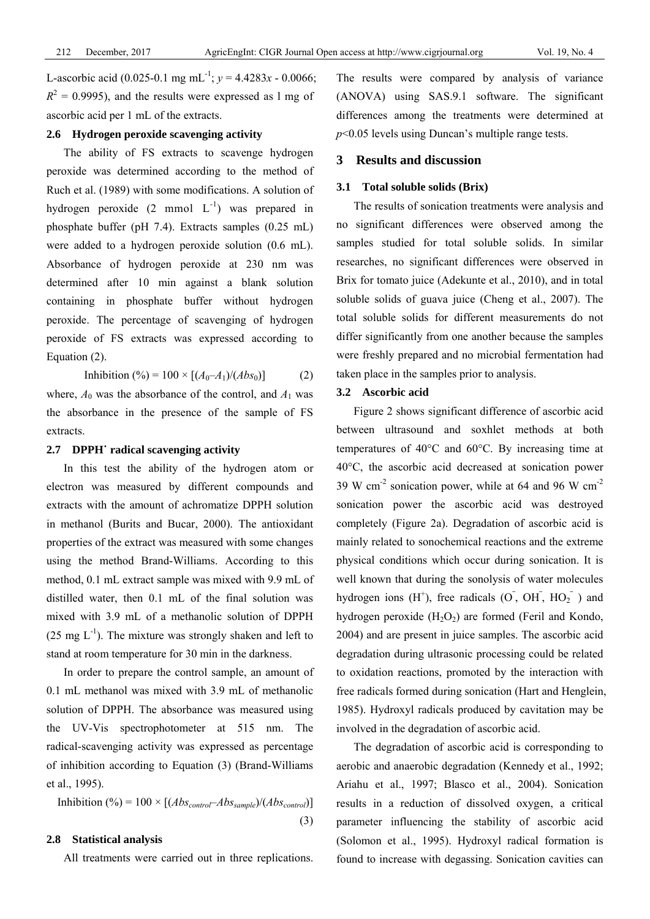L-ascorbic acid (0.025-0.1 mg $mL^{-1}$; $y = 4.4283x - 0.0066$; $R^2 = 0.9995$), and the results were expressed as l mg of ascorbic acid per 1 mL of the extracts.

### 2.6 Hydrogen peroxide scavenging activity

The ability of FS extracts to scavenge hydrogen peroxide was determined according to the method of Ruch et al. (1989) with some modifications. A solution of hydrogen peroxide (2 mmol $L^{-1}$) was prepared in phosphate buffer (pH 7.4). Extracts samples (0.25 mL) were added to a hydrogen peroxide solution (0.6 mL). Absorbance of hydrogen peroxide at 230 nm was determined after 10 min against a blank solution containing in phosphate buffer without hydrogen peroxide. The percentage of scavenging of hydrogen peroxide of FS extracts was expressed according to Equation (2).

$$\text{Inhibition (\%)} = 100 \times [(A_0 - A_1)/(Abs_0)] \quad (2)$$

where, $A_0$ was the absorbance of the control, and $A_1$ was the absorbance in the presence of the sample of FS extracts.

### 2.7 DPPH˙ radical scavenging activity

In this test the ability of the hydrogen atom or electron was measured by different compounds and extracts with the amount of achromatize DPPH solution in methanol (Burits and Bucar, 2000). The antioxidant properties of the extract was measured with some changes using the method Brand-Williams. According to this method, 0.1 mL extract sample was mixed with 9.9 mL of distilled water, then 0.1 mL of the final solution was mixed with 3.9 mL of a methanolic solution of DPPH (25 mg $L^{-1}$). The mixture was strongly shaken and left to stand at room temperature for 30 min in the darkness.

In order to prepare the control sample, an amount of 0.1 mL methanol was mixed with 3.9 mL of methanolic solution of DPPH. The absorbance was measured using the UV-Vis spectrophotometer at 515 nm. The radical-scavenging activity was expressed as percentage of inhibition according to Equation (3) (Brand-Williams et al., 1995).

$$\text{Inhibition (\%)} = 100 \times [(Abs_{control} - Abs_{sample})/(Abs_{control})] \quad (3)$$

### 2.8 Statistical analysis

All treatments were carried out in three replications. The results were compared by analysis of variance (ANOVA) using SAS.9.1 software. The significant differences among the treatments were determined at $p<0.05$ levels using Duncan's multiple range tests.

## 3 Results and discussion

### 3.1 Total soluble solids (Brix)

The results of sonication treatments were analysis and no significant differences were observed among the samples studied for total soluble solids. In similar researches, no significant differences were observed in Brix for tomato juice (Adekunte et al., 2010), and in total soluble solids of guava juice (Cheng et al., 2007). The total soluble solids for different measurements do not differ significantly from one another because the samples were freshly prepared and no microbial fermentation had taken place in the samples prior to analysis.

### 3.2 Ascorbic acid

Figure 2 shows significant difference of ascorbic acid between ultrasound and soxhlet methods at both temperatures of 40°C and 60°C. By increasing time at 40°C, the ascorbic acid decreased at sonication power 39 W $cm^{-2}$ sonication power, while at 64 and 96 W $cm^{-2}$ sonication power the ascorbic acid was destroyed completely (Figure 2a). Degradation of ascorbic acid is mainly related to sonochemical reactions and the extreme physical conditions which occur during sonication. It is well known that during the sonolysis of water molecules hydrogen ions ($H^+$), free radicals ($O^-$, $OH^-$, $HO_2^-$ ) and hydrogen peroxide ($H_2O_2$) are formed (Feril and Kondo, 2004) and are present in juice samples. The ascorbic acid degradation during ultrasonic processing could be related to oxidation reactions, promoted by the interaction with free radicals formed during sonication (Hart and Henglein, 1985). Hydroxyl radicals produced by cavitation may be involved in the degradation of ascorbic acid.

The degradation of ascorbic acid is corresponding to aerobic and anaerobic degradation (Kennedy et al., 1992; Ariahu et al., 1997; Blasco et al., 2004). Sonication results in a reduction of dissolved oxygen, a critical parameter influencing the stability of ascorbic acid (Solomon et al., 1995). Hydroxyl radical formation is found to increase with degassing. Sonication cavities can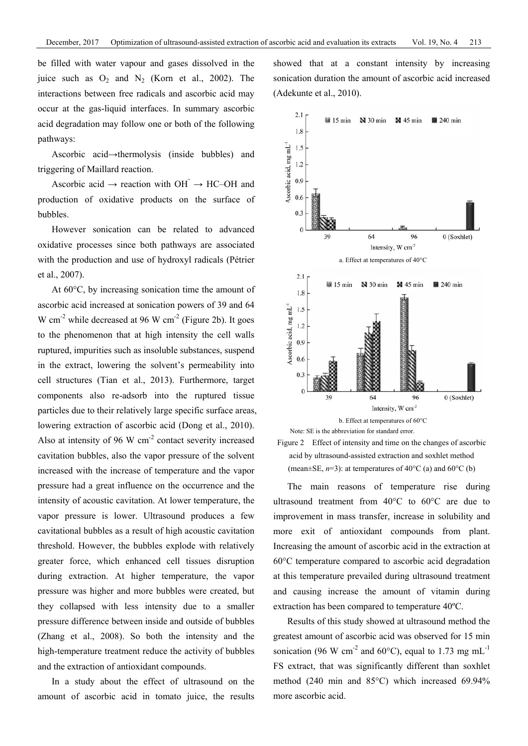be filled with water vapour and gases dissolved in the juice such as $O_2$ and $N_2$ (Korn et al., 2002). The interactions between free radicals and ascorbic acid may occur at the gas-liquid interfaces. In summary ascorbic acid degradation may follow one or both of the following pathways:

Ascorbic acid→thermolysis (inside bubbles) and triggering of Maillard reaction.

Ascorbic acid → reaction with $OH^-$ → HC–OH and production of oxidative products on the surface of bubbles.

However sonication can be related to advanced oxidative processes since both pathways are associated with the production and use of hydroxyl radicals (Pétrier et al., 2007).

At 60°C, by increasing sonication time the amount of ascorbic acid increased at sonication powers of 39 and 64 W cm$^{-2}$ while decreased at 96 W cm$^{-2}$ (Figure 2b). It goes to the phenomenon that at high intensity the cell walls ruptured, impurities such as insoluble substances, suspend in the extract, lowering the solvent's permeability into cell structures (Tian et al., 2013). Furthermore, target components also re-adsorb into the ruptured tissue particles due to their relatively large specific surface areas, lowering extraction of ascorbic acid (Dong et al., 2010). Also at intensity of 96 W cm$^{-2}$ contact severity increased cavitation bubbles, also the vapor pressure of the solvent increased with the increase of temperature and the vapor pressure had a great influence on the occurrence and the intensity of acoustic cavitation. At lower temperature, the vapor pressure is lower. Ultrasound produces a few cavitational bubbles as a result of high acoustic cavitation threshold. However, the bubbles explode with relatively greater force, which enhanced cell tissues disruption during extraction. At higher temperature, the vapor pressure was higher and more bubbles were created, but they collapsed with less intensity due to a smaller pressure difference between inside and outside of bubbles (Zhang et al., 2008). So both the intensity and the high-temperature treatment reduce the activity of bubbles and the extraction of antioxidant compounds.

In a study about the effect of ultrasound on the amount of ascorbic acid in tomato juice, the results showed that at a constant intensity by increasing sonication duration the amount of ascorbic acid increased (Adekunte et al., 2010).

a. Effect at temperatures of 40°C

b. Effect at temperatures of 60°C

Note: SE is the abbreviation for standard error.

Figure 2 Effect of intensity and time on the changes of ascorbic acid by ultrasound-assisted extraction and soxhlet method (mean±SE, $n$=3): at temperatures of 40°C (a) and 60°C (b)

The main reasons of temperature rise during ultrasound treatment from 40°C to 60°C are due to improvement in mass transfer, increase in solubility and more exit of antioxidant compounds from plant. Increasing the amount of ascorbic acid in the extraction at 60°C temperature compared to ascorbic acid degradation at this temperature prevailed during ultrasound treatment and causing increase the amount of vitamin during extraction has been compared to temperature 40ºC.

Results of this study showed at ultrasound method the greatest amount of ascorbic acid was observed for 15 min sonication (96 W cm$^{-2}$ and 60°C), equal to 1.73 mg mL$^{-1}$ FS extract, that was significantly different than soxhlet method (240 min and 85°C) which increased 69.94% more ascorbic acid.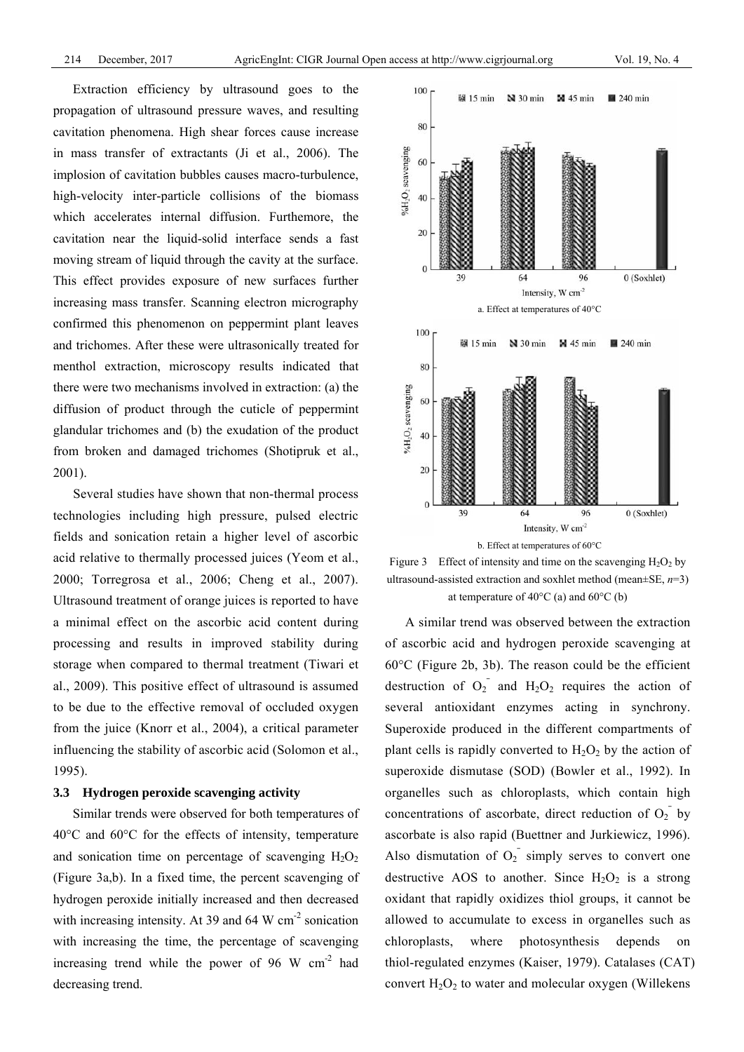Extraction efficiency by ultrasound goes to the propagation of ultrasound pressure waves, and resulting cavitation phenomena. High shear forces cause increase in mass transfer of extractants (Ji et al., 2006). The implosion of cavitation bubbles causes macro-turbulence, high-velocity inter-particle collisions of the biomass which accelerates internal diffusion. Furthemore, the cavitation near the liquid-solid interface sends a fast moving stream of liquid through the cavity at the surface. This effect provides exposure of new surfaces further increasing mass transfer. Scanning electron micrography confirmed this phenomenon on peppermint plant leaves and trichomes. After these were ultrasonically treated for menthol extraction, microscopy results indicated that there were two mechanisms involved in extraction: (a) the diffusion of product through the cuticle of peppermint glandular trichomes and (b) the exudation of the product from broken and damaged trichomes (Shotipruk et al., 2001).

Several studies have shown that non-thermal process technologies including high pressure, pulsed electric fields and sonication retain a higher level of ascorbic acid relative to thermally processed juices (Yeom et al., 2000; Torregrosa et al., 2006; Cheng et al., 2007). Ultrasound treatment of orange juices is reported to have a minimal effect on the ascorbic acid content during processing and results in improved stability during storage when compared to thermal treatment (Tiwari et al., 2009). This positive effect of ultrasound is assumed to be due to the effective removal of occluded oxygen from the juice (Knorr et al., 2004), a critical parameter influencing the stability of ascorbic acid (Solomon et al., 1995).

### 3.3 Hydrogen peroxide scavenging activity

Similar trends were observed for both temperatures of 40°C and 60°C for the effects of intensity, temperature and sonication time on percentage of scavenging $H_2O_2$ (Figure 3a,b). In a fixed time, the percent scavenging of hydrogen peroxide initially increased and then decreased with increasing intensity. At 39 and 64 W cm$^{-2}$ sonication with increasing the time, the percentage of scavenging increasing trend while the power of 96 W cm$^{-2}$ had decreasing trend.

a. Effect at temperatures of 40°C

b. Effect at temperatures of 60°C

Figure 3 Effect of intensity and time on the scavenging $H_2O_2$ by ultrasound-assisted extraction and soxhlet method (mean±SE, *n*=3) at temperature of 40°C (a) and 60°C (b)

A similar trend was observed between the extraction of ascorbic acid and hydrogen peroxide scavenging at 60°C (Figure 2b, 3b). The reason could be the efficient destruction of $O_2^-$ and $H_2O_2$ requires the action of several antioxidant enzymes acting in synchrony. Superoxide produced in the different compartments of plant cells is rapidly converted to $H_2O_2$ by the action of superoxide dismutase (SOD) (Bowler et al., 1992). In organelles such as chloroplasts, which contain high concentrations of ascorbate, direct reduction of $O_2^-$ by ascorbate is also rapid (Buettner and Jurkiewicz, 1996). Also dismutation of $O_2^-$ simply serves to convert one destructive AOS to another. Since $H_2O_2$ is a strong oxidant that rapidly oxidizes thiol groups, it cannot be allowed to accumulate to excess in organelles such as chloroplasts, where photosynthesis depends on thiol-regulated enzymes (Kaiser, 1979). Catalases (CAT) convert $H_2O_2$ to water and molecular oxygen (Willekens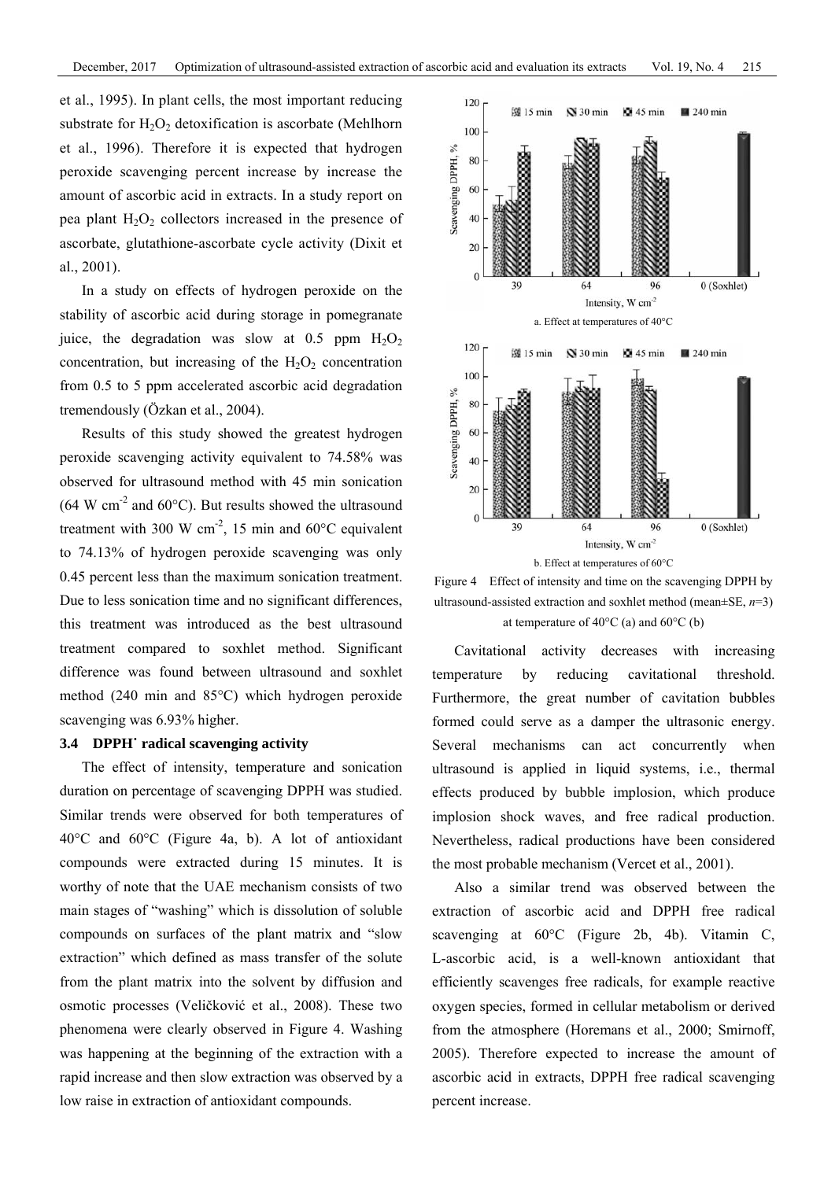et al., 1995). In plant cells, the most important reducing substrate for $H_2O_2$ detoxification is ascorbate (Mehlhorn et al., 1996). Therefore it is expected that hydrogen peroxide scavenging percent increase by increase the amount of ascorbic acid in extracts. In a study report on pea plant $H_2O_2$ collectors increased in the presence of ascorbate, glutathione-ascorbate cycle activity (Dixit et al., 2001).

In a study on effects of hydrogen peroxide on the stability of ascorbic acid during storage in pomegranate juice, the degradation was slow at 0.5 ppm $H_2O_2$ concentration, but increasing of the $H_2O_2$ concentration from 0.5 to 5 ppm accelerated ascorbic acid degradation tremendously (Özkan et al., 2004).

Results of this study showed the greatest hydrogen peroxide scavenging activity equivalent to 74.58% was observed for ultrasound method with 45 min sonication (64 W $cm^{-2}$ and 60°C). But results showed the ultrasound treatment with 300 W $cm^{-2}$, 15 min and 60°C equivalent to 74.13% of hydrogen peroxide scavenging was only 0.45 percent less than the maximum sonication treatment. Due to less sonication time and no significant differences, this treatment was introduced as the best ultrasound treatment compared to soxhlet method. Significant difference was found between ultrasound and soxhlet method (240 min and 85°C) which hydrogen peroxide scavenging was 6.93% higher.

### 3.4 DPPH˙ radical scavenging activity

The effect of intensity, temperature and sonication duration on percentage of scavenging DPPH was studied. Similar trends were observed for both temperatures of 40°C and 60°C (Figure 4a, b). A lot of antioxidant compounds were extracted during 15 minutes. It is worthy of note that the UAE mechanism consists of two main stages of "washing" which is dissolution of soluble compounds on surfaces of the plant matrix and "slow extraction" which defined as mass transfer of the solute from the plant matrix into the solvent by diffusion and osmotic processes (Veličković et al., 2008). These two phenomena were clearly observed in Figure 4. Washing was happening at the beginning of the extraction with a rapid increase and then slow extraction was observed by a low raise in extraction of antioxidant compounds.

a. Effect at temperatures of 40°C

b. Effect at temperatures of 60°C

Figure 4 Effect of intensity and time on the scavenging DPPH by ultrasound-assisted extraction and soxhlet method (mean±SE, $n$=3) at temperature of 40°C (a) and 60°C (b)

Cavitational activity decreases with increasing temperature by reducing cavitational threshold. Furthermore, the great number of cavitation bubbles formed could serve as a damper the ultrasonic energy. Several mechanisms can act concurrently when ultrasound is applied in liquid systems, i.e., thermal effects produced by bubble implosion, which produce implosion shock waves, and free radical production. Nevertheless, radical productions have been considered the most probable mechanism (Vercet et al., 2001).

Also a similar trend was observed between the extraction of ascorbic acid and DPPH free radical scavenging at 60°C (Figure 2b, 4b). Vitamin C, L-ascorbic acid, is a well-known antioxidant that efficiently scavenges free radicals, for example reactive oxygen species, formed in cellular metabolism or derived from the atmosphere (Horemans et al., 2000; Smirnoff, 2005). Therefore expected to increase the amount of ascorbic acid in extracts, DPPH free radical scavenging percent increase.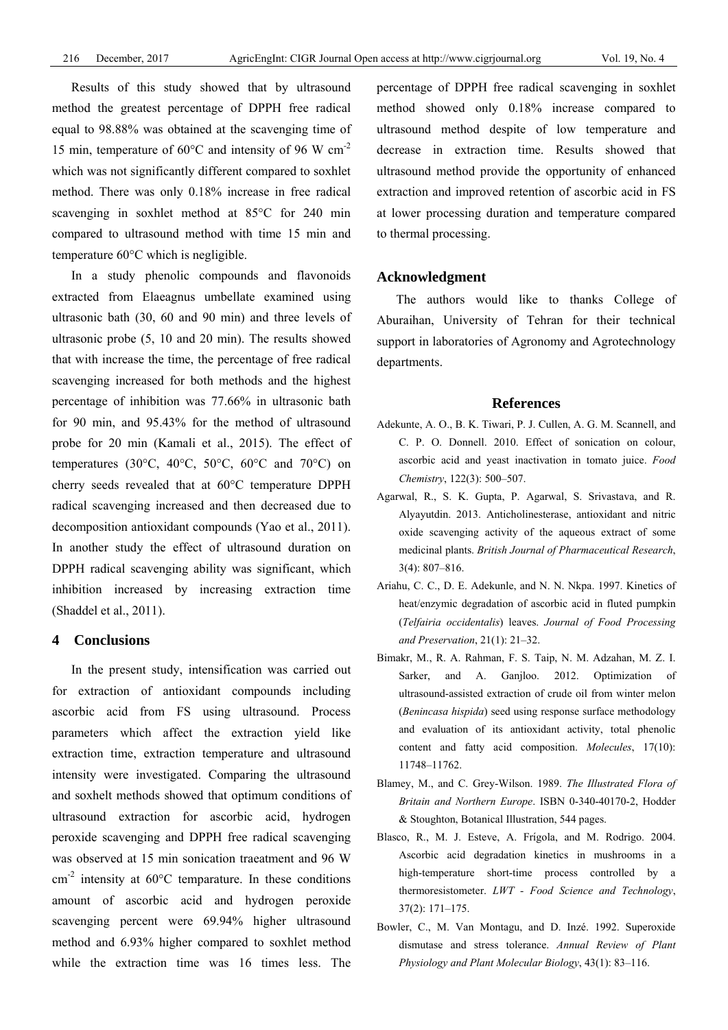Results of this study showed that by ultrasound method the greatest percentage of DPPH free radical equal to 98.88% was obtained at the scavenging time of 15 min, temperature of 60°C and intensity of 96 W $cm^{-2}$ which was not significantly different compared to soxhlet method. There was only 0.18% increase in free radical scavenging in soxhlet method at 85°C for 240 min compared to ultrasound method with time 15 min and temperature 60°C which is negligible.

In a study phenolic compounds and flavonoids extracted from Elaeagnus umbellate examined using ultrasonic bath (30, 60 and 90 min) and three levels of ultrasonic probe (5, 10 and 20 min). The results showed that with increase the time, the percentage of free radical scavenging increased for both methods and the highest percentage of inhibition was 77.66% in ultrasonic bath for 90 min, and 95.43% for the method of ultrasound probe for 20 min (Kamali et al., 2015). The effect of temperatures (30°C, 40°C, 50°C, 60°C and 70°C) on cherry seeds revealed that at 60°C temperature DPPH radical scavenging increased and then decreased due to decomposition antioxidant compounds (Yao et al., 2011). In another study the effect of ultrasound duration on DPPH radical scavenging ability was significant, which inhibition increased by increasing extraction time (Shaddel et al., 2011).

## 4 Conclusions

In the present study, intensification was carried out for extraction of antioxidant compounds including ascorbic acid from FS using ultrasound. Process parameters which affect the extraction yield like extraction time, extraction temperature and ultrasound intensity were investigated. Comparing the ultrasound and soxhelt methods showed that optimum conditions of ultrasound extraction for ascorbic acid, hydrogen peroxide scavenging and DPPH free radical scavenging was observed at 15 min sonication traeatment and 96 W $cm^{-2}$ intensity at 60°C temparature. In these conditions amount of ascorbic acid and hydrogen peroxide scavenging percent were 69.94% higher ultrasound method and 6.93% higher compared to soxhlet method while the extraction time was 16 times less. The percentage of DPPH free radical scavenging in soxhlet method showed only 0.18% increase compared to ultrasound method despite of low temperature and decrease in extraction time. Results showed that ultrasound method provide the opportunity of enhanced extraction and improved retention of ascorbic acid in FS at lower processing duration and temperature compared to thermal processing.

## Acknowledgment

The authors would like to thanks College of Aburaihan, University of Tehran for their technical support in laboratories of Agronomy and Agrotechnology departments.

## References

Adekunte, A. O., B. K. Tiwari, P. J. Cullen, A. G. M. Scannell, and C. P. O. Donnell. 2010. Effect of sonication on colour, ascorbic acid and yeast inactivation in tomato juice. *Food Chemistry*, 122(3): 500–507.

Agarwal, R., S. K. Gupta, P. Agarwal, S. Srivastava, and R. Alyayutdin. 2013. Anticholinesterase, antioxidant and nitric oxide scavenging activity of the aqueous extract of some medicinal plants. *British Journal of Pharmaceutical Research*, 3(4): 807–816.

Ariahu, C. C., D. E. Adekunle, and N. N. Nkpa. 1997. Kinetics of heat/enzymic degradation of ascorbic acid in fluted pumpkin (*Telfairia occidentalis*) leaves. *Journal of Food Processing and Preservation*, 21(1): 21–32.

Bimakr, M., R. A. Rahman, F. S. Taip, N. M. Adzahan, M. Z. I. Sarker, and A. Ganjloo. 2012. Optimization of ultrasound-assisted extraction of crude oil from winter melon (*Benincasa hispida*) seed using response surface methodology and evaluation of its antioxidant activity, total phenolic content and fatty acid composition. *Molecules*, 17(10): 11748–11762.

Blamey, M., and C. Grey-Wilson. 1989. *The Illustrated Flora of Britain and Northern Europe*. ISBN 0-340-40170-2, Hodder & Stoughton, Botanical Illustration, 544 pages.

Blasco, R., M. J. Esteve, A. Frígola, and M. Rodrigo. 2004. Ascorbic acid degradation kinetics in mushrooms in a high-temperature short-time process controlled by a thermoresistometer. *LWT - Food Science and Technology*, 37(2): 171–175.

Bowler, C., M. Van Montagu, and D. Inzé. 1992. Superoxide dismutase and stress tolerance. *Annual Review of Plant Physiology and Plant Molecular Biology*, 43(1): 83–116.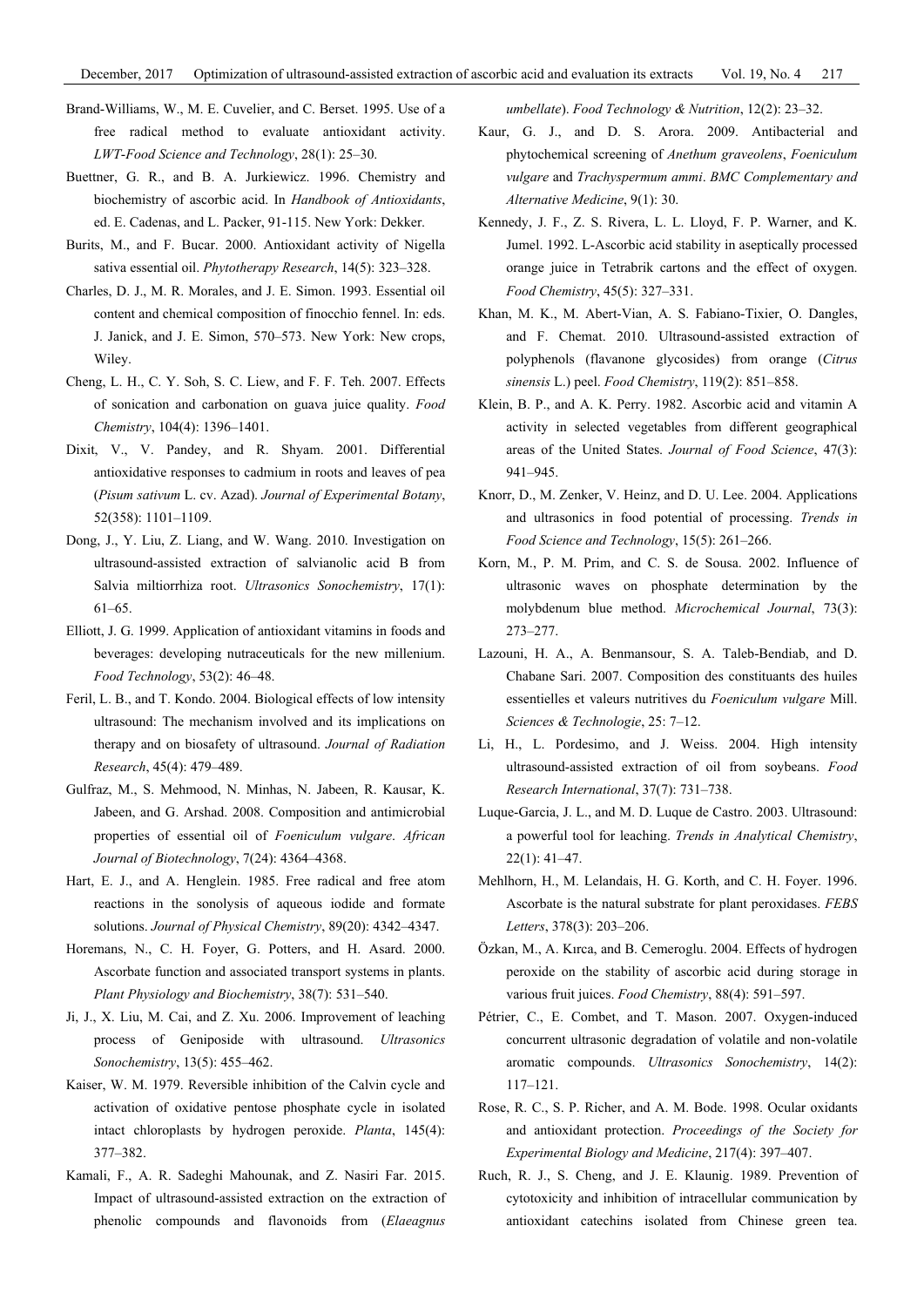Brand-Williams, W., M. E. Cuvelier, and C. Berset. 1995. Use of a free radical method to evaluate antioxidant activity. *LWT-Food Science and Technology*, 28(1): 25–30.

Buettner, G. R., and B. A. Jurkiewicz. 1996. Chemistry and biochemistry of ascorbic acid. In *Handbook of Antioxidants*, ed. E. Cadenas, and L. Packer, 91-115. New York: Dekker.

Burits, M., and F. Bucar. 2000. Antioxidant activity of Nigella sativa essential oil. *Phytotherapy Research*, 14(5): 323–328.

Charles, D. J., M. R. Morales, and J. E. Simon. 1993. Essential oil content and chemical composition of finocchio fennel. In: eds. J. Janick, and J. E. Simon, 570–573. New York: New crops, Wiley.

Cheng, L. H., C. Y. Soh, S. C. Liew, and F. F. Teh. 2007. Effects of sonication and carbonation on guava juice quality. *Food Chemistry*, 104(4): 1396–1401.

Dixit, V., V. Pandey, and R. Shyam. 2001. Differential antioxidative responses to cadmium in roots and leaves of pea (*Pisum sativum* L. cv. Azad). *Journal of Experimental Botany*, 52(358): 1101–1109.

Dong, J., Y. Liu, Z. Liang, and W. Wang. 2010. Investigation on ultrasound-assisted extraction of salvianolic acid B from Salvia miltiorrhiza root. *Ultrasonics Sonochemistry*, 17(1): 61–65.

Elliott, J. G. 1999. Application of antioxidant vitamins in foods and beverages: developing nutraceuticals for the new millenium. *Food Technology*, 53(2): 46–48.

Feril, L. B., and T. Kondo. 2004. Biological effects of low intensity ultrasound: The mechanism involved and its implications on therapy and on biosafety of ultrasound. *Journal of Radiation Research*, 45(4): 479–489.

Gulfraz, M., S. Mehmood, N. Minhas, N. Jabeen, R. Kausar, K. Jabeen, and G. Arshad. 2008. Composition and antimicrobial properties of essential oil of *Foeniculum vulgare*. *African Journal of Biotechnology*, 7(24): 4364–4368.

Hart, E. J., and A. Henglein. 1985. Free radical and free atom reactions in the sonolysis of aqueous iodide and formate solutions. *Journal of Physical Chemistry*, 89(20): 4342–4347.

Horemans, N., C. H. Foyer, G. Potters, and H. Asard. 2000. Ascorbate function and associated transport systems in plants. *Plant Physiology and Biochemistry*, 38(7): 531–540.

Ji, J., X. Liu, M. Cai, and Z. Xu. 2006. Improvement of leaching process of Geniposide with ultrasound. *Ultrasonics Sonochemistry*, 13(5): 455–462.

Kaiser, W. M. 1979. Reversible inhibition of the Calvin cycle and activation of oxidative pentose phosphate cycle in isolated intact chloroplasts by hydrogen peroxide. *Planta*, 145(4): 377–382.

Kamali, F., A. R. Sadeghi Mahounak, and Z. Nasiri Far. 2015. Impact of ultrasound-assisted extraction on the extraction of phenolic compounds and flavonoids from (*Elaeagnus umbellate*). *Food Technology & Nutrition*, 12(2): 23–32.

Kaur, G. J., and D. S. Arora. 2009. Antibacterial and phytochemical screening of *Anethum graveolens*, *Foeniculum vulgare* and *Trachyspermum ammi*. *BMC Complementary and Alternative Medicine*, 9(1): 30.

Kennedy, J. F., Z. S. Rivera, L. L. Lloyd, F. P. Warner, and K. Jumel. 1992. L-Ascorbic acid stability in aseptically processed orange juice in Tetrabrik cartons and the effect of oxygen. *Food Chemistry*, 45(5): 327–331.

Khan, M. K., M. Abert-Vian, A. S. Fabiano-Tixier, O. Dangles, and F. Chemat. 2010. Ultrasound-assisted extraction of polyphenols (flavanone glycosides) from orange (*Citrus sinensis* L.) peel. *Food Chemistry*, 119(2): 851–858.

Klein, B. P., and A. K. Perry. 1982. Ascorbic acid and vitamin A activity in selected vegetables from different geographical areas of the United States. *Journal of Food Science*, 47(3): 941–945.

Knorr, D., M. Zenker, V. Heinz, and D. U. Lee. 2004. Applications and ultrasonics in food potential of processing. *Trends in Food Science and Technology*, 15(5): 261–266.

Korn, M., P. M. Prim, and C. S. de Sousa. 2002. Influence of ultrasonic waves on phosphate determination by the molybdenum blue method. *Microchemical Journal*, 73(3): 273–277.

Lazouni, H. A., A. Benmansour, S. A. Taleb-Bendiab, and D. Chabane Sari. 2007. Composition des constituants des huiles essentielles et valeurs nutritives du *Foeniculum vulgare* Mill. *Sciences & Technologie*, 25: 7–12.

Li, H., L. Pordesimo, and J. Weiss. 2004. High intensity ultrasound-assisted extraction of oil from soybeans. *Food Research International*, 37(7): 731–738.

Luque-Garcia, J. L., and M. D. Luque de Castro. 2003. Ultrasound: a powerful tool for leaching. *Trends in Analytical Chemistry*, 22(1): 41–47.

Mehlhorn, H., M. Lelandais, H. G. Korth, and C. H. Foyer. 1996. Ascorbate is the natural substrate for plant peroxidases. *FEBS Letters*, 378(3): 203–206.

Özkan, M., A. Kırca, and B. Cemeroglu. 2004. Effects of hydrogen peroxide on the stability of ascorbic acid during storage in various fruit juices. *Food Chemistry*, 88(4): 591–597.

Pétrier, C., E. Combet, and T. Mason. 2007. Oxygen-induced concurrent ultrasonic degradation of volatile and non-volatile aromatic compounds. *Ultrasonics Sonochemistry*, 14(2): 117–121.

Rose, R. C., S. P. Richer, and A. M. Bode. 1998. Ocular oxidants and antioxidant protection. *Proceedings of the Society for Experimental Biology and Medicine*, 217(4): 397–407.

Ruch, R. J., S. Cheng, and J. E. Klaunig. 1989. Prevention of cytotoxicity and inhibition of intracellular communication by antioxidant catechins isolated from Chinese green tea.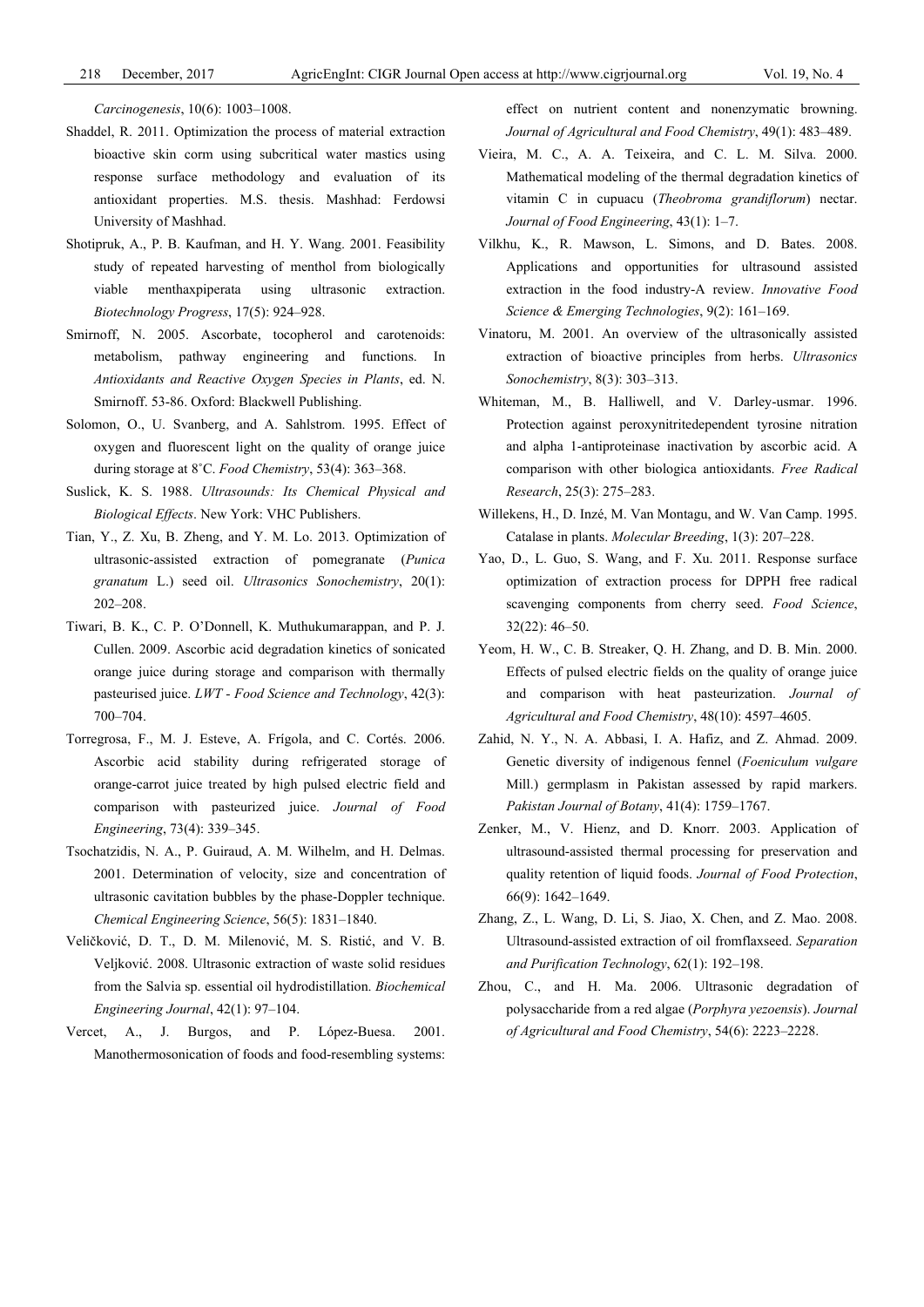*Carcinogenesis*, 10(6): 1003–1008.

Shaddel, R. 2011. Optimization the process of material extraction bioactive skin corm using subcritical water mastics using response surface methodology and evaluation of its antioxidant properties. M.S. thesis. Mashhad: Ferdowsi University of Mashhad.

Shotipruk, A., P. B. Kaufman, and H. Y. Wang. 2001. Feasibility study of repeated harvesting of menthol from biologically viable menthaxpiperata using ultrasonic extraction. *Biotechnology Progress*, 17(5): 924–928.

Smirnoff, N. 2005. Ascorbate, tocopherol and carotenoids: metabolism, pathway engineering and functions. In *Antioxidants and Reactive Oxygen Species in Plants*, ed. N. Smirnoff. 53-86. Oxford: Blackwell Publishing.

Solomon, O., U. Svanberg, and A. Sahlstrom. 1995. Effect of oxygen and fluorescent light on the quality of orange juice during storage at 8˚C. *Food Chemistry*, 53(4): 363–368.

Suslick, K. S. 1988. *Ultrasounds: Its Chemical Physical and Biological Effects*. New York: VHC Publishers.

Tian, Y., Z. Xu, B. Zheng, and Y. M. Lo. 2013. Optimization of ultrasonic-assisted extraction of pomegranate (*Punica granatum* L.) seed oil. *Ultrasonics Sonochemistry*, 20(1): 202–208.

Tiwari, B. K., C. P. O'Donnell, K. Muthukumarappan, and P. J. Cullen. 2009. Ascorbic acid degradation kinetics of sonicated orange juice during storage and comparison with thermally pasteurised juice. *LWT - Food Science and Technology*, 42(3): 700–704.

Torregrosa, F., M. J. Esteve, A. Frígola, and C. Cortés. 2006. Ascorbic acid stability during refrigerated storage of orange-carrot juice treated by high pulsed electric field and comparison with pasteurized juice. *Journal of Food Engineering*, 73(4): 339–345.

Tsochatzidis, N. A., P. Guiraud, A. M. Wilhelm, and H. Delmas. 2001. Determination of velocity, size and concentration of ultrasonic cavitation bubbles by the phase-Doppler technique. *Chemical Engineering Science*, 56(5): 1831–1840.

Veličković, D. T., D. M. Milenović, M. S. Ristić, and V. B. Veljković. 2008. Ultrasonic extraction of waste solid residues from the Salvia sp. essential oil hydrodistillation. *Biochemical Engineering Journal*, 42(1): 97–104.

Vercet, A., J. Burgos, and P. López-Buesa. 2001. Manothermosonication of foods and food-resembling systems: effect on nutrient content and nonenzymatic browning. *Journal of Agricultural and Food Chemistry*, 49(1): 483–489.

Vieira, M. C., A. A. Teixeira, and C. L. M. Silva. 2000. Mathematical modeling of the thermal degradation kinetics of vitamin C in cupuacu (*Theobroma grandiflorum*) nectar. *Journal of Food Engineering*, 43(1): 1–7.

Vilkhu, K., R. Mawson, L. Simons, and D. Bates. 2008. Applications and opportunities for ultrasound assisted extraction in the food industry-A review. *Innovative Food Science & Emerging Technologies*, 9(2): 161–169.

Vinatoru, M. 2001. An overview of the ultrasonically assisted extraction of bioactive principles from herbs. *Ultrasonics Sonochemistry*, 8(3): 303–313.

Whiteman, M., B. Halliwell, and V. Darley-usmar. 1996. Protection against peroxynitritedependent tyrosine nitration and alpha 1-antiproteinase inactivation by ascorbic acid. A comparison with other biologica antioxidants. *Free Radical Research*, 25(3): 275–283.

Willekens, H., D. Inzé, M. Van Montagu, and W. Van Camp. 1995. Catalase in plants. *Molecular Breeding*, 1(3): 207–228.

Yao, D., L. Guo, S. Wang, and F. Xu. 2011. Response surface optimization of extraction process for DPPH free radical scavenging components from cherry seed. *Food Science*, 32(22): 46–50.

Yeom, H. W., C. B. Streaker, Q. H. Zhang, and D. B. Min. 2000. Effects of pulsed electric fields on the quality of orange juice and comparison with heat pasteurization. *Journal of Agricultural and Food Chemistry*, 48(10): 4597–4605.

Zahid, N. Y., N. A. Abbasi, I. A. Hafiz, and Z. Ahmad. 2009. Genetic diversity of indigenous fennel (*Foeniculum vulgare* Mill.) germplasm in Pakistan assessed by rapid markers. *Pakistan Journal of Botany*, 41(4): 1759–1767.

Zenker, M., V. Hienz, and D. Knorr. 2003. Application of ultrasound-assisted thermal processing for preservation and quality retention of liquid foods. *Journal of Food Protection*, 66(9): 1642–1649.

Zhang, Z., L. Wang, D. Li, S. Jiao, X. Chen, and Z. Mao. 2008. Ultrasound-assisted extraction of oil fromflaxseed. *Separation and Purification Technology*, 62(1): 192–198.

Zhou, C., and H. Ma. 2006. Ultrasonic degradation of polysaccharide from a red algae (*Porphyra yezoensis*). *Journal of Agricultural and Food Chemistry*, 54(6): 2223–2228.